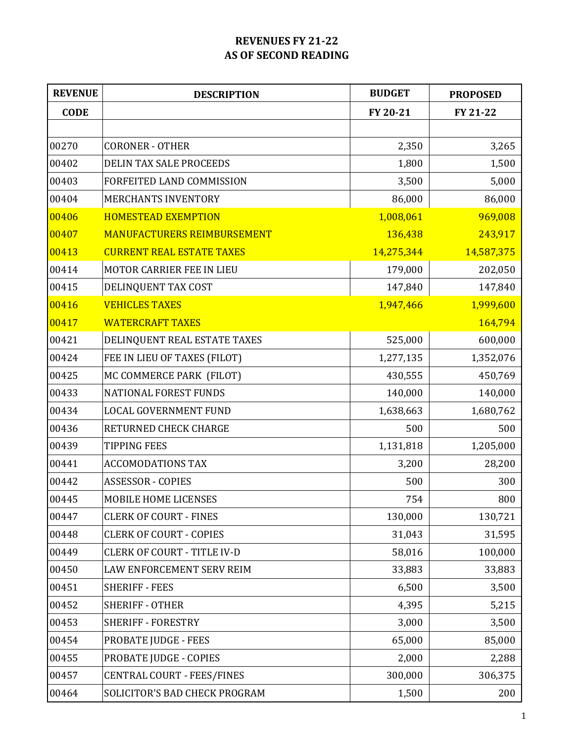# REVENUES FY 21-22
# AS OF SECOND READING

| REVENUE | DESCRIPTION | BUDGET | PROPOSED |
|---|---|---|---|
| CODE | | FY 20-21 | FY 21-22 |
| | | | |
| 00270 | CORONER - OTHER | 2,350 | 3,265 |
| 00402 | DELIN TAX SALE PROCEEDS | 1,800 | 1,500 |
| 00403 | FORFEITED LAND COMMISSION | 3,500 | 5,000 |
| 00404 | MERCHANTS INVENTORY | 86,000 | 86,000 |
| 00406 | HOMESTEAD EXEMPTION | 1,008,061 | 969,008 |
| 00407 | MANUFACTURERS REIMBURSEMENT | 136,438 | 243,917 |
| 00413 | CURRENT REAL ESTATE TAXES | 14,275,344 | 14,587,375 |
| 00414 | MOTOR CARRIER FEE IN LIEU | 179,000 | 202,050 |
| 00415 | DELINQUENT TAX COST | 147,840 | 147,840 |
| 00416 | VEHICLES TAXES | 1,947,466 | 1,999,600 |
| 00417 | WATERCRAFT TAXES | | 164,794 |
| 00421 | DELINQUENT REAL ESTATE TAXES | 525,000 | 600,000 |
| 00424 | FEE IN LIEU OF TAXES (FILOT) | 1,277,135 | 1,352,076 |
| 00425 | MC COMMERCE PARK (FILOT) | 430,555 | 450,769 |
| 00433 | NATIONAL FOREST FUNDS | 140,000 | 140,000 |
| 00434 | LOCAL GOVERNMENT FUND | 1,638,663 | 1,680,762 |
| 00436 | RETURNED CHECK CHARGE | 500 | 500 |
| 00439 | TIPPING FEES | 1,131,818 | 1,205,000 |
| 00441 | ACCOMODATIONS TAX | 3,200 | 28,200 |
| 00442 | ASSESSOR - COPIES | 500 | 300 |
| 00445 | MOBILE HOME LICENSES | 754 | 800 |
| 00447 | CLERK OF COURT - FINES | 130,000 | 130,721 |
| 00448 | CLERK OF COURT - COPIES | 31,043 | 31,595 |
| 00449 | CLERK OF COURT - TITLE IV-D | 58,016 | 100,000 |
| 00450 | LAW ENFORCEMENT SERV REIM | 33,883 | 33,883 |
| 00451 | SHERIFF - FEES | 6,500 | 3,500 |
| 00452 | SHERIFF - OTHER | 4,395 | 5,215 |
| 00453 | SHERIFF - FORESTRY | 3,000 | 3,500 |
| 00454 | PROBATE JUDGE - FEES | 65,000 | 85,000 |
| 00455 | PROBATE JUDGE - COPIES | 2,000 | 2,288 |
| 00457 | CENTRAL COURT - FEES/FINES | 300,000 | 306,375 |
| 00464 | SOLICITOR'S BAD CHECK PROGRAM | 1,500 | 200 |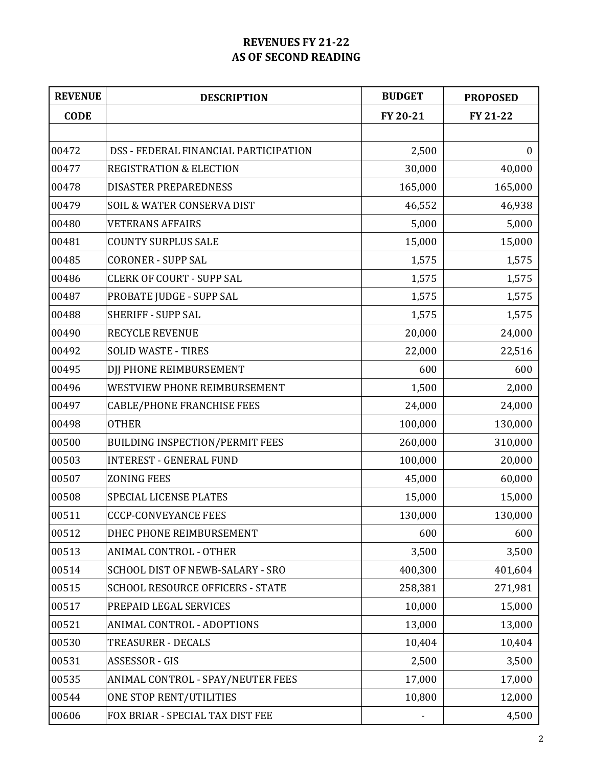# REVENUES FY 21-22
# AS OF SECOND READING

| REVENUE CODE | DESCRIPTION | BUDGET FY 20-21 | PROPOSED FY 21-22 |
|---|---|---|---|
| | | | |
| 00472 | DSS - FEDERAL FINANCIAL PARTICIPATION | 2,500 | 0 |
| 00477 | REGISTRATION & ELECTION | 30,000 | 40,000 |
| 00478 | DISASTER PREPAREDNESS | 165,000 | 165,000 |
| 00479 | SOIL & WATER CONSERVA DIST | 46,552 | 46,938 |
| 00480 | VETERANS AFFAIRS | 5,000 | 5,000 |
| 00481 | COUNTY SURPLUS SALE | 15,000 | 15,000 |
| 00485 | CORONER - SUPP SAL | 1,575 | 1,575 |
| 00486 | CLERK OF COURT - SUPP SAL | 1,575 | 1,575 |
| 00487 | PROBATE JUDGE - SUPP SAL | 1,575 | 1,575 |
| 00488 | SHERIFF - SUPP SAL | 1,575 | 1,575 |
| 00490 | RECYCLE REVENUE | 20,000 | 24,000 |
| 00492 | SOLID WASTE - TIRES | 22,000 | 22,516 |
| 00495 | DJJ PHONE REIMBURSEMENT | 600 | 600 |
| 00496 | WESTVIEW PHONE REIMBURSEMENT | 1,500 | 2,000 |
| 00497 | CABLE/PHONE FRANCHISE FEES | 24,000 | 24,000 |
| 00498 | OTHER | 100,000 | 130,000 |
| 00500 | BUILDING INSPECTION/PERMIT FEES | 260,000 | 310,000 |
| 00503 | INTEREST - GENERAL FUND | 100,000 | 20,000 |
| 00507 | ZONING FEES | 45,000 | 60,000 |
| 00508 | SPECIAL LICENSE PLATES | 15,000 | 15,000 |
| 00511 | CCCP-CONVEYANCE FEES | 130,000 | 130,000 |
| 00512 | DHEC PHONE REIMBURSEMENT | 600 | 600 |
| 00513 | ANIMAL CONTROL - OTHER | 3,500 | 3,500 |
| 00514 | SCHOOL DIST OF NEWB-SALARY - SRO | 400,300 | 401,604 |
| 00515 | SCHOOL RESOURCE OFFICERS - STATE | 258,381 | 271,981 |
| 00517 | PREPAID LEGAL SERVICES | 10,000 | 15,000 |
| 00521 | ANIMAL CONTROL - ADOPTIONS | 13,000 | 13,000 |
| 00530 | TREASURER - DECALS | 10,404 | 10,404 |
| 00531 | ASSESSOR - GIS | 2,500 | 3,500 |
| 00535 | ANIMAL CONTROL - SPAY/NEUTER FEES | 17,000 | 17,000 |
| 00544 | ONE STOP RENT/UTILITIES | 10,800 | 12,000 |
| 00606 | FOX BRIAR - SPECIAL TAX DIST FEE | - | 4,500 |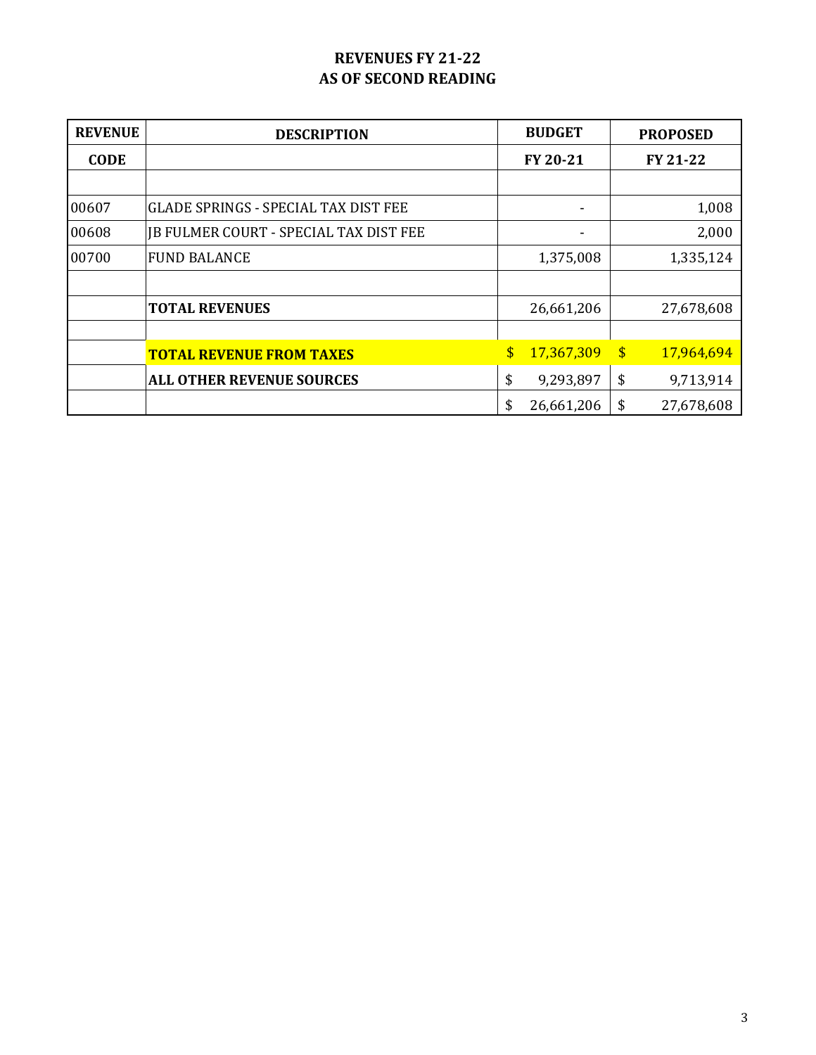## REVENUES FY 21-22
## AS OF SECOND READING

| REVENUE | DESCRIPTION | BUDGET | PROPOSED |
|---|---|---|---|
| CODE | | FY 20-21 | FY 21-22 |
| | | | |
| 00607 | GLADE SPRINGS - SPECIAL TAX DIST FEE | - | 1,008 |
| 00608 | JB FULMER COURT - SPECIAL TAX DIST FEE | - | 2,000 |
| 00700 | FUND BALANCE | 1,375,008 | 1,335,124 |
| | | | |
| | **TOTAL REVENUES** | 26,661,206 | 27,678,608 |
| | | | |
| | **TOTAL REVENUE FROM TAXES** | $ 17,367,309 | $ 17,964,694 |
| | **ALL OTHER REVENUE SOURCES** | $ 9,293,897 | $ 9,713,914 |
| | | $ 26,661,206 | $ 27,678,608 |